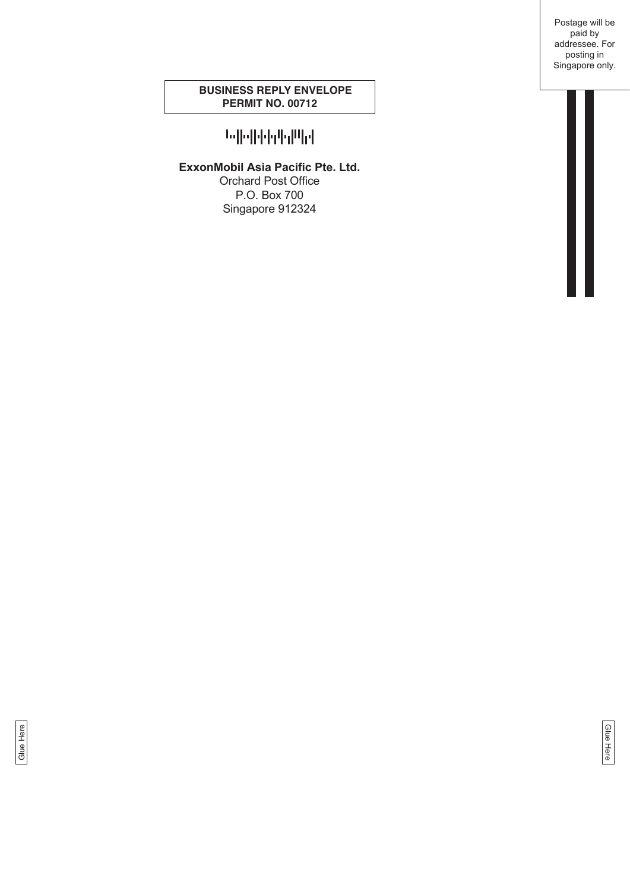Postage will be paid by addressee. For posting in Singapore only.

**BUSINESS REPLY ENVELOPE**
**PERMIT NO. 00712**

**ExxonMobil Asia Pacific Pte. Ltd.**
Orchard Post Office
P.O. Box 700
Singapore 912324

Glue Here

Glue Here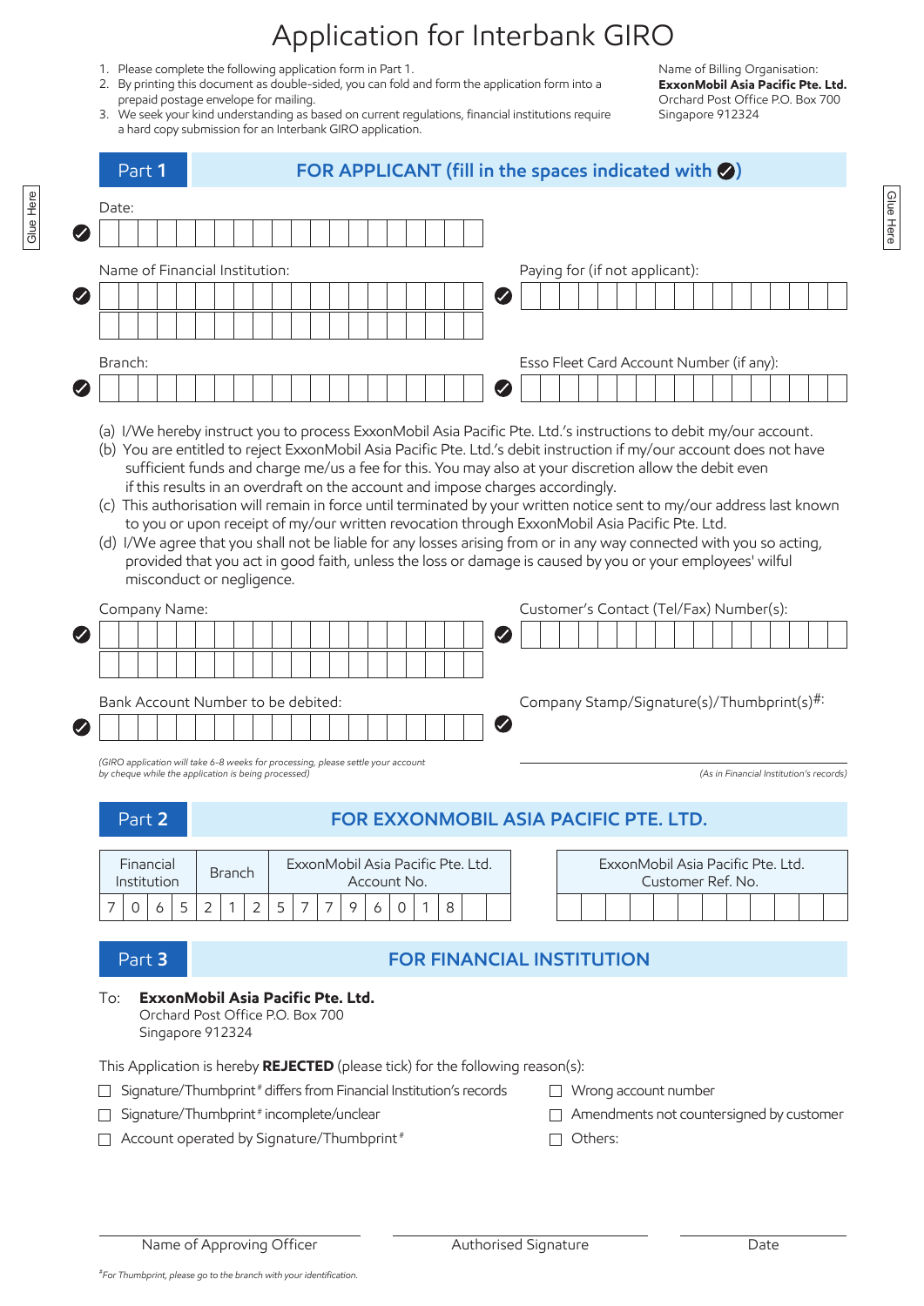# Application for Interbank GIRO

1. Please complete the following application form in Part 1.
2. By printing this document as double-sided, you can fold and form the application form into a prepaid postage envelope for mailing.
3. We seek your kind understanding as based on current regulations, financial institutions require a hard copy submission for an Interbank GIRO application.

Name of Billing Organisation:
**ExxonMobil Asia Pacific Pte. Ltd.**
Orchard Post Office P.O. Box 700
Singapore 912324

Glue Here

Glue Here

## Part 1 FOR APPLICANT (fill in the spaces indicated with ✔)

✔ Date:

✔ Name of Financial Institution:

✔ Paying for (if not applicant):

✔ Branch:

✔ Esso Fleet Card Account Number (if any):

(a) I/We hereby instruct you to process ExxonMobil Asia Pacific Pte. Ltd.'s instructions to debit my/our account.
(b) You are entitled to reject ExxonMobil Asia Pacific Pte. Ltd.'s debit instruction if my/our account does not have sufficient funds and charge me/us a fee for this. You may also at your discretion allow the debit even if this results in an overdraft on the account and impose charges accordingly.
(c) This authorisation will remain in force until terminated by your written notice sent to my/our address last known to you or upon receipt of my/our written revocation through ExxonMobil Asia Pacific Pte. Ltd.
(d) I/We agree that you shall not be liable for any losses arising from or in any way connected with you so acting, provided that you act in good faith, unless the loss or damage is caused by you or your employees' wilful misconduct or negligence.

✔ Company Name:

✔ Customer's Contact (Tel/Fax) Number(s):

✔ Bank Account Number to be debited:

*(GIRO application will take 6-8 weeks for processing, please settle your account by cheque while the application is being processed)*

✔ Company Stamp/Signature(s)/Thumbprint(s)#:

*(As in Financial Institution's records)*

## Part 2 FOR EXXONMOBIL ASIA PACIFIC PTE. LTD.

| Financial Institution | Branch | ExxonMobil Asia Pacific Pte. Ltd. Account No. |
|---|---|---|
| 7065 | 212 | 57796018 |

| ExxonMobil Asia Pacific Pte. Ltd. Customer Ref. No. |
|---|
| |

## Part 3 FOR FINANCIAL INSTITUTION

To: **ExxonMobil Asia Pacific Pte. Ltd.**
Orchard Post Office P.O. Box 700
Singapore 912324

This Application is hereby **REJECTED** (please tick) for the following reason(s):

- ☐ Signature/Thumbprint# differs from Financial Institution's records
- ☐ Signature/Thumbprint# incomplete/unclear
- ☐ Account operated by Signature/Thumbprint#
- ☐ Wrong account number
- ☐ Amendments not countersigned by customer
- ☐ Others:

Name of Approving Officer

Authorised Signature

Date

*#For Thumbprint, please go to the branch with your identification.*